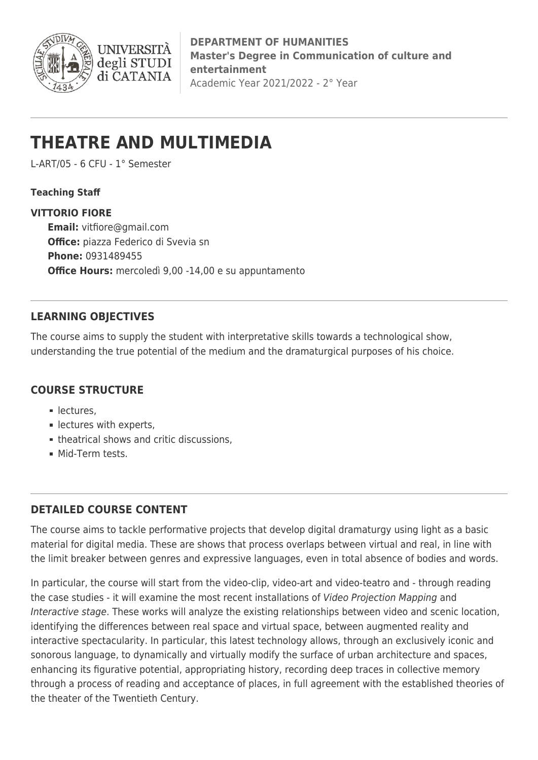**DEPARTMENT OF HUMANITIES**
**Master's Degree in Communication of culture and entertainment**
Academic Year 2021/2022 - 2° Year

# THEATRE AND MULTIMEDIA

L-ART/05 - 6 CFU - 1° Semester

**Teaching Staff**

**VITTORIO FIORE**

**Email:** vitfiore@gmail.com
**Office:** piazza Federico di Svevia sn
**Phone:** 0931489455
**Office Hours:** mercoledì 9,00 -14,00 e su appuntamento

## LEARNING OBJECTIVES

The course aims to supply the student with interpretative skills towards a technological show, understanding the true potential of the medium and the dramaturgical purposes of his choice.

## COURSE STRUCTURE

- lectures,
- lectures with experts,
- theatrical shows and critic discussions,
- Mid-Term tests.

## DETAILED COURSE CONTENT

The course aims to tackle performative projects that develop digital dramaturgy using light as a basic material for digital media. These are shows that process overlaps between virtual and real, in line with the limit breaker between genres and expressive languages, even in total absence of bodies and words.

In particular, the course will start from the video-clip, video-art and video-teatro and - through reading the case studies - it will examine the most recent installations of *Video Projection Mapping* and *Interactive stage*. These works will analyze the existing relationships between video and scenic location, identifying the differences between real space and virtual space, between augmented reality and interactive spectacularity. In particular, this latest technology allows, through an exclusively iconic and sonorous language, to dynamically and virtually modify the surface of urban architecture and spaces, enhancing its figurative potential, appropriating history, recording deep traces in collective memory through a process of reading and acceptance of places, in full agreement with the established theories of the theater of the Twentieth Century.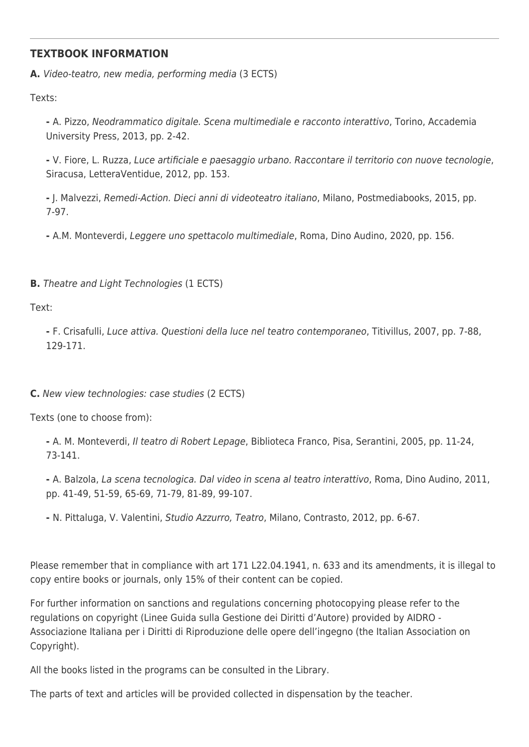## TEXTBOOK INFORMATION

**A.** *Video-teatro, new media, performing media* (3 ECTS)

Texts:

- A. Pizzo, *Neodrammatico digitale. Scena multimediale e racconto interattivo*, Torino, Accademia University Press, 2013, pp. 2-42.
- V. Fiore, L. Ruzza, *Luce artificiale e paesaggio urbano. Raccontare il territorio con nuove tecnologie*, Siracusa, LetteraVentidue, 2012, pp. 153.
- J. Malvezzi, *Remedi-Action. Dieci anni di videoteatro italiano*, Milano, Postmediabooks, 2015, pp. 7-97.
- A.M. Monteverdi, *Leggere uno spettacolo multimediale*, Roma, Dino Audino, 2020, pp. 156.

**B.** *Theatre and Light Technologies* (1 ECTS)

Text:

- F. Crisafulli, *Luce attiva. Questioni della luce nel teatro contemporaneo*, Titivillus, 2007, pp. 7-88, 129-171.

**C.** *New view technologies: case studies* (2 ECTS)

Texts (one to choose from):

- A. M. Monteverdi, *Il teatro di Robert Lepage*, Biblioteca Franco, Pisa, Serantini, 2005, pp. 11-24, 73-141.
- A. Balzola, *La scena tecnologica. Dal video in scena al teatro interattivo*, Roma, Dino Audino, 2011, pp. 41-49, 51-59, 65-69, 71-79, 81-89, 99-107.
- N. Pittaluga, V. Valentini, *Studio Azzurro, Teatro*, Milano, Contrasto, 2012, pp. 6-67.

Please remember that in compliance with art 171 L22.04.1941, n. 633 and its amendments, it is illegal to copy entire books or journals, only 15% of their content can be copied.

For further information on sanctions and regulations concerning photocopying please refer to the regulations on copyright (Linee Guida sulla Gestione dei Diritti d'Autore) provided by AIDRO - Associazione Italiana per i Diritti di Riproduzione delle opere dell'ingegno (the Italian Association on Copyright).

All the books listed in the programs can be consulted in the Library.

The parts of text and articles will be provided collected in dispensation by the teacher.